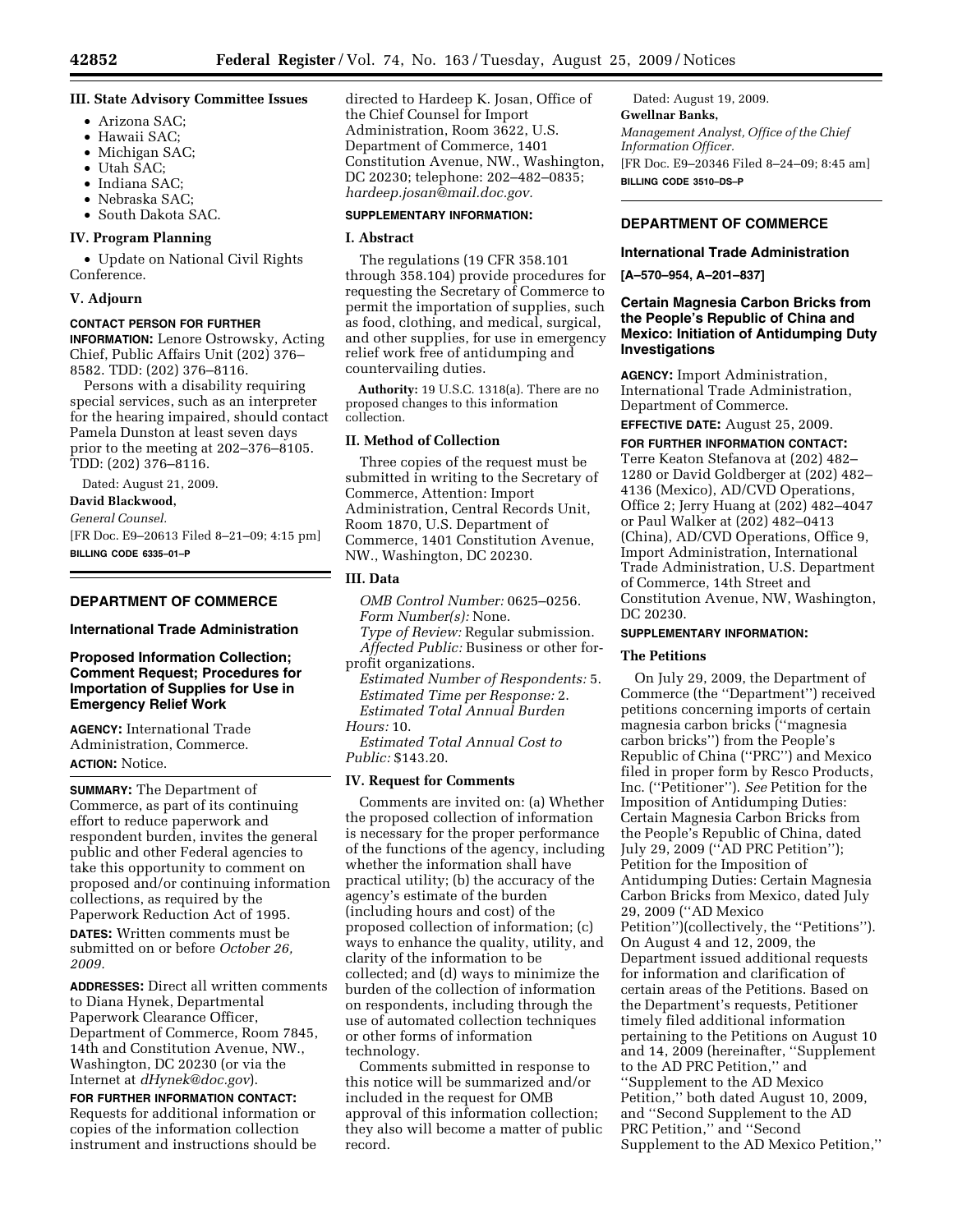### III. State Advisory Committee Issues

- Arizona SAC;
- Hawaii SAC;
- Michigan SAC;
- Utah SAC;
- Indiana SAC;
- Nebraska SAC;
- South Dakota SAC.

### IV. Program Planning

- Update on National Civil Rights Conference.

### V. Adjourn

**CONTACT PERSON FOR FURTHER INFORMATION:** Lenore Ostrowsky, Acting Chief, Public Affairs Unit (202) 376–8582. TDD: (202) 376–8116.

Persons with a disability requiring special services, such as an interpreter for the hearing impaired, should contact Pamela Dunston at least seven days prior to the meeting at 202–376–8105. TDD: (202) 376–8116.

Dated: August 21, 2009.

**David Blackwood,**

*General Counsel.*

[FR Doc. E9–20613 Filed 8–21–09; 4:15 pm]

**BILLING CODE 6335–01–P**

---

## DEPARTMENT OF COMMERCE

### International Trade Administration

### Proposed Information Collection; Comment Request; Procedures for Importation of Supplies for Use in Emergency Relief Work

**AGENCY:** International Trade Administration, Commerce.

**ACTION:** Notice.

**SUMMARY:** The Department of Commerce, as part of its continuing effort to reduce paperwork and respondent burden, invites the general public and other Federal agencies to take this opportunity to comment on proposed and/or continuing information collections, as required by the Paperwork Reduction Act of 1995.

**DATES:** Written comments must be submitted on or before *October 26, 2009.*

**ADDRESSES:** Direct all written comments to Diana Hynek, Departmental Paperwork Clearance Officer, Department of Commerce, Room 7845, 14th and Constitution Avenue, NW., Washington, DC 20230 (or via the Internet at *dHynek@doc.gov*).

**FOR FURTHER INFORMATION CONTACT:** Requests for additional information or copies of the information collection instrument and instructions should be directed to Hardeep K. Josan, Office of the Chief Counsel for Import Administration, Room 3622, U.S. Department of Commerce, 1401 Constitution Avenue, NW., Washington, DC 20230; telephone: 202–482–0835; *hardeep.josan@mail.doc.gov.*

**SUPPLEMENTARY INFORMATION:**

### I. Abstract

The regulations (19 CFR 358.101 through 358.104) provide procedures for requesting the Secretary of Commerce to permit the importation of supplies, such as food, clothing, and medical, surgical, and other supplies, for use in emergency relief work free of antidumping and countervailing duties.

**Authority:** 19 U.S.C. 1318(a). There are no proposed changes to this information collection.

### II. Method of Collection

Three copies of the request must be submitted in writing to the Secretary of Commerce, Attention: Import Administration, Central Records Unit, Room 1870, U.S. Department of Commerce, 1401 Constitution Avenue, NW., Washington, DC 20230.

### III. Data

*OMB Control Number:* 0625–0256.

*Form Number(s):* None.

*Type of Review:* Regular submission.

*Affected Public:* Business or other for-profit organizations.

*Estimated Number of Respondents:* 5.

*Estimated Time per Response:* 2.

*Estimated Total Annual Burden Hours:* 10.

*Estimated Total Annual Cost to Public:* $143.20.

### IV. Request for Comments

Comments are invited on: (a) Whether the proposed collection of information is necessary for the proper performance of the functions of the agency, including whether the information shall have practical utility; (b) the accuracy of the agency's estimate of the burden (including hours and cost) of the proposed collection of information; (c) ways to enhance the quality, utility, and clarity of the information to be collected; and (d) ways to minimize the burden of the collection of information on respondents, including through the use of automated collection techniques or other forms of information technology.

Comments submitted in response to this notice will be summarized and/or included in the request for OMB approval of this information collection; they also will become a matter of public record.

Dated: August 19, 2009.

**Gwellnar Banks,**

*Management Analyst, Office of the Chief Information Officer.*

[FR Doc. E9–20346 Filed 8–24–09; 8:45 am]

**BILLING CODE 3510–DS–P**

---

## DEPARTMENT OF COMMERCE

### International Trade Administration

**[A–570–954, A–201–837]**

### Certain Magnesia Carbon Bricks from the People's Republic of China and Mexico: Initiation of Antidumping Duty Investigations

**AGENCY:** Import Administration, International Trade Administration, Department of Commerce.

**EFFECTIVE DATE:** August 25, 2009.

**FOR FURTHER INFORMATION CONTACT:** Terre Keaton Stefanova at (202) 482–1280 or David Goldberger at (202) 482–4136 (Mexico), AD/CVD Operations, Office 2; Jerry Huang at (202) 482–4047 or Paul Walker at (202) 482–0413 (China), AD/CVD Operations, Office 9, Import Administration, International Trade Administration, U.S. Department of Commerce, 14th Street and Constitution Avenue, NW, Washington, DC 20230.

**SUPPLEMENTARY INFORMATION:**

### The Petitions

On July 29, 2009, the Department of Commerce (the ''Department'') received petitions concerning imports of certain magnesia carbon bricks (''magnesia carbon bricks'') from the People's Republic of China (''PRC'') and Mexico filed in proper form by Resco Products, Inc. (''Petitioner''). *See* Petition for the Imposition of Antidumping Duties: Certain Magnesia Carbon Bricks from the People's Republic of China, dated July 29, 2009 (''AD PRC Petition''); Petition for the Imposition of Antidumping Duties: Certain Magnesia Carbon Bricks from Mexico, dated July 29, 2009 (''AD Mexico Petition'')(collectively, the ''Petitions''). On August 4 and 12, 2009, the Department issued additional requests for information and clarification of certain areas of the Petitions. Based on the Department's requests, Petitioner timely filed additional information pertaining to the Petitions on August 10 and 14, 2009 (hereinafter, ''Supplement to the AD PRC Petition,'' and ''Supplement to the AD Mexico Petition,'' both dated August 10, 2009, and ''Second Supplement to the AD PRC Petition,'' and ''Second Supplement to the AD Mexico Petition,''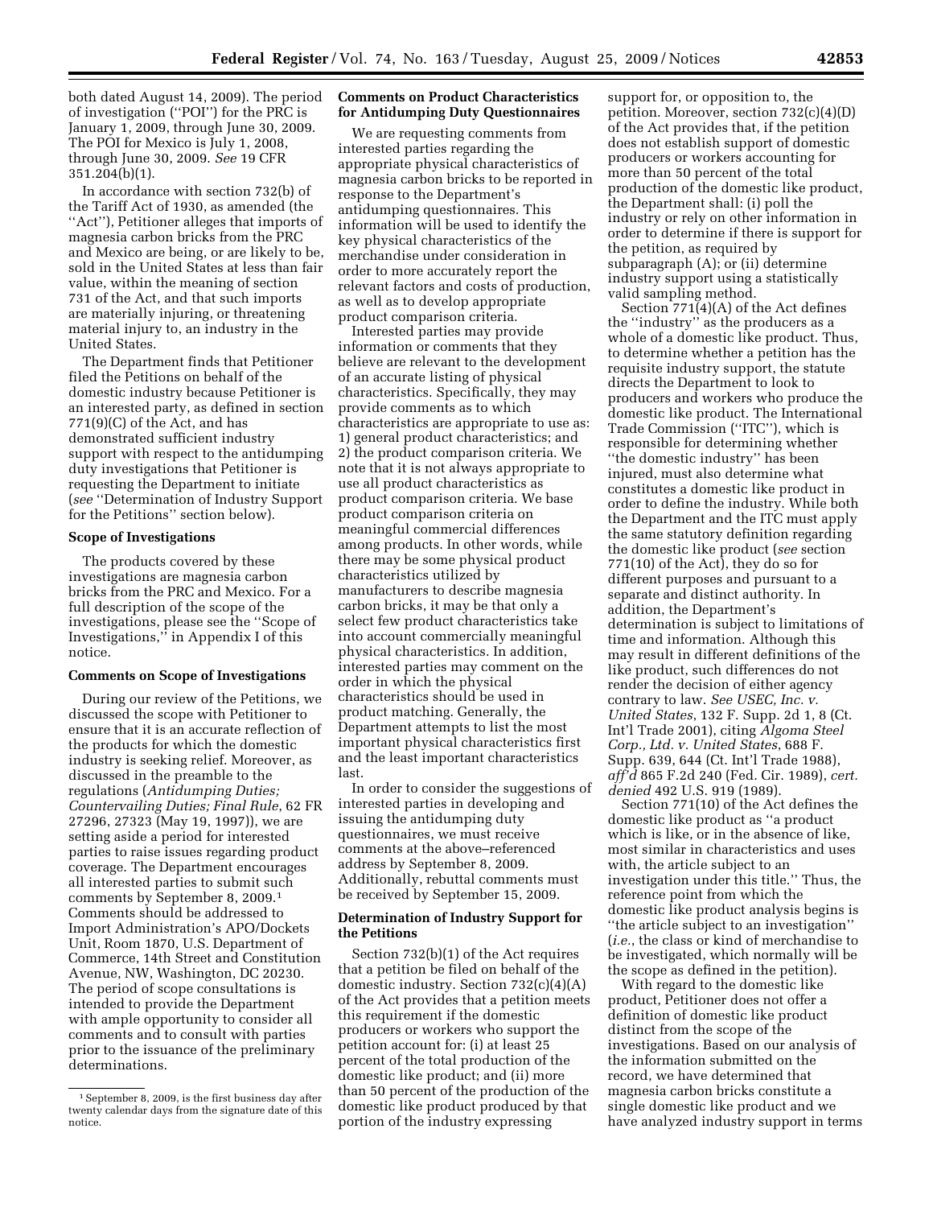both dated August 14, 2009). The period of investigation (''POI'') for the PRC is January 1, 2009, through June 30, 2009. The POI for Mexico is July 1, 2008, through June 30, 2009. *See* 19 CFR 351.204(b)(1).

In accordance with section 732(b) of the Tariff Act of 1930, as amended (the ''Act''), Petitioner alleges that imports of magnesia carbon bricks from the PRC and Mexico are being, or are likely to be, sold in the United States at less than fair value, within the meaning of section 731 of the Act, and that such imports are materially injuring, or threatening material injury to, an industry in the United States.

The Department finds that Petitioner filed the Petitions on behalf of the domestic industry because Petitioner is an interested party, as defined in section 771(9)(C) of the Act, and has demonstrated sufficient industry support with respect to the antidumping duty investigations that Petitioner is requesting the Department to initiate (*see* ''Determination of Industry Support for the Petitions'' section below).

**Scope of Investigations**

The products covered by these investigations are magnesia carbon bricks from the PRC and Mexico. For a full description of the scope of the investigations, please see the ''Scope of Investigations,'' in Appendix I of this notice.

**Comments on Scope of Investigations**

During our review of the Petitions, we discussed the scope with Petitioner to ensure that it is an accurate reflection of the products for which the domestic industry is seeking relief. Moreover, as discussed in the preamble to the regulations (*Antidumping Duties; Countervailing Duties; Final Rule*, 62 FR 27296, 27323 (May 19, 1997)), we are setting aside a period for interested parties to raise issues regarding product coverage. The Department encourages all interested parties to submit such comments by September 8, 2009.[1] Comments should be addressed to Import Administration's APO/Dockets Unit, Room 1870, U.S. Department of Commerce, 14th Street and Constitution Avenue, NW, Washington, DC 20230. The period of scope consultations is intended to provide the Department with ample opportunity to consider all comments and to consult with parties prior to the issuance of the preliminary determinations.

[1] September 8, 2009, is the first business day after twenty calendar days from the signature date of this notice.

**Comments on Product Characteristics for Antidumping Duty Questionnaires**

We are requesting comments from interested parties regarding the appropriate physical characteristics of magnesia carbon bricks to be reported in response to the Department's antidumping questionnaires. This information will be used to identify the key physical characteristics of the merchandise under consideration in order to more accurately report the relevant factors and costs of production, as well as to develop appropriate product comparison criteria.

Interested parties may provide information or comments that they believe are relevant to the development of an accurate listing of physical characteristics. Specifically, they may provide comments as to which characteristics are appropriate to use as: 1) general product characteristics; and 2) the product comparison criteria. We note that it is not always appropriate to use all product characteristics as product comparison criteria. We base product comparison criteria on meaningful commercial differences among products. In other words, while there may be some physical product characteristics utilized by manufacturers to describe magnesia carbon bricks, it may be that only a select few product characteristics take into account commercially meaningful physical characteristics. In addition, interested parties may comment on the order in which the physical characteristics should be used in product matching. Generally, the Department attempts to list the most important physical characteristics first and the least important characteristics last.

In order to consider the suggestions of interested parties in developing and issuing the antidumping duty questionnaires, we must receive comments at the above–referenced address by September 8, 2009. Additionally, rebuttal comments must be received by September 15, 2009.

**Determination of Industry Support for the Petitions**

Section 732(b)(1) of the Act requires that a petition be filed on behalf of the domestic industry. Section 732(c)(4)(A) of the Act provides that a petition meets this requirement if the domestic producers or workers who support the petition account for: (i) at least 25 percent of the total production of the domestic like product; and (ii) more than 50 percent of the production of the domestic like product produced by that portion of the industry expressing support for, or opposition to, the petition. Moreover, section 732(c)(4)(D) of the Act provides that, if the petition does not establish support of domestic producers or workers accounting for more than 50 percent of the total production of the domestic like product, the Department shall: (i) poll the industry or rely on other information in order to determine if there is support for the petition, as required by subparagraph (A); or (ii) determine industry support using a statistically valid sampling method.

Section 771(4)(A) of the Act defines the ''industry'' as the producers as a whole of a domestic like product. Thus, to determine whether a petition has the requisite industry support, the statute directs the Department to look to producers and workers who produce the domestic like product. The International Trade Commission (''ITC''), which is responsible for determining whether ''the domestic industry'' has been injured, must also determine what constitutes a domestic like product in order to define the industry. While both the Department and the ITC must apply the same statutory definition regarding the domestic like product (*see* section 771(10) of the Act), they do so for different purposes and pursuant to a separate and distinct authority. In addition, the Department's determination is subject to limitations of time and information. Although this may result in different definitions of the like product, such differences do not render the decision of either agency contrary to law. *See USEC, Inc. v. United States*, 132 F. Supp. 2d 1, 8 (Ct. Int'l Trade 2001), citing *Algoma Steel Corp., Ltd. v. United States*, 688 F. Supp. 639, 644 (Ct. Int'l Trade 1988), *aff'd* 865 F.2d 240 (Fed. Cir. 1989), *cert. denied* 492 U.S. 919 (1989).

Section 771(10) of the Act defines the domestic like product as ''a product which is like, or in the absence of like, most similar in characteristics and uses with, the article subject to an investigation under this title.'' Thus, the reference point from which the domestic like product analysis begins is ''the article subject to an investigation'' (*i.e.*, the class or kind of merchandise to be investigated, which normally will be the scope as defined in the petition).

With regard to the domestic like product, Petitioner does not offer a definition of domestic like product distinct from the scope of the investigations. Based on our analysis of the information submitted on the record, we have determined that magnesia carbon bricks constitute a single domestic like product and we have analyzed industry support in terms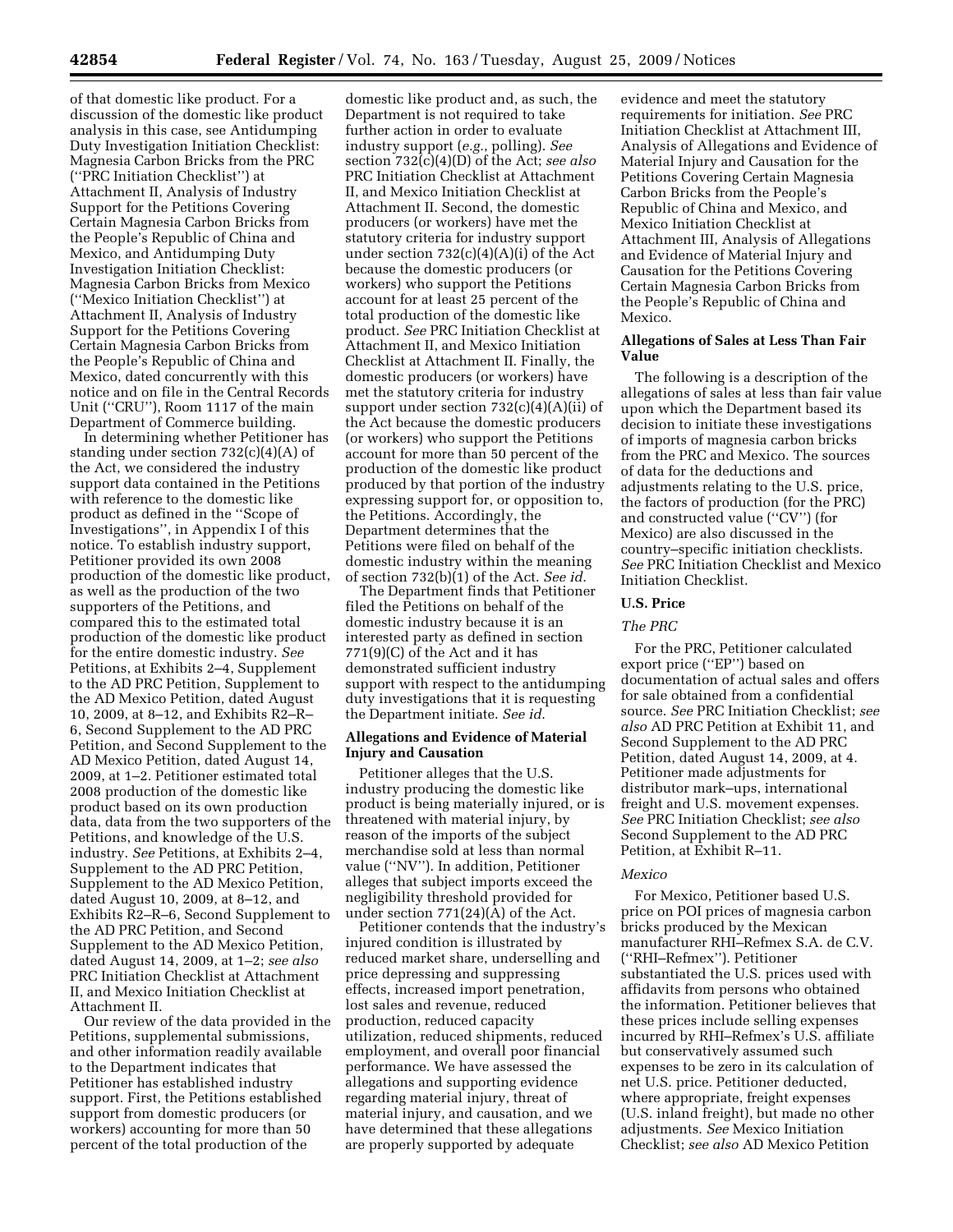of that domestic like product. For a discussion of the domestic like product analysis in this case, see Antidumping Duty Investigation Initiation Checklist: Magnesia Carbon Bricks from the PRC (''PRC Initiation Checklist'') at Attachment II, Analysis of Industry Support for the Petitions Covering Certain Magnesia Carbon Bricks from the People's Republic of China and Mexico, and Antidumping Duty Investigation Initiation Checklist: Magnesia Carbon Bricks from Mexico (''Mexico Initiation Checklist'') at Attachment II, Analysis of Industry Support for the Petitions Covering Certain Magnesia Carbon Bricks from the People's Republic of China and Mexico, dated concurrently with this notice and on file in the Central Records Unit (''CRU''), Room 1117 of the main Department of Commerce building.

In determining whether Petitioner has standing under section 732(c)(4)(A) of the Act, we considered the industry support data contained in the Petitions with reference to the domestic like product as defined in the ''Scope of Investigations'', in Appendix I of this notice. To establish industry support, Petitioner provided its own 2008 production of the domestic like product, as well as the production of the two supporters of the Petitions, and compared this to the estimated total production of the domestic like product for the entire domestic industry. *See* Petitions, at Exhibits 2–4, Supplement to the AD PRC Petition, Supplement to the AD Mexico Petition, dated August 10, 2009, at 8–12, and Exhibits R2–R–6, Second Supplement to the AD PRC Petition, and Second Supplement to the AD Mexico Petition, dated August 14, 2009, at 1–2. Petitioner estimated total 2008 production of the domestic like product based on its own production data, data from the two supporters of the Petitions, and knowledge of the U.S. industry. *See* Petitions, at Exhibits 2–4, Supplement to the AD PRC Petition, Supplement to the AD Mexico Petition, dated August 10, 2009, at 8–12, and Exhibits R2–R–6, Second Supplement to the AD PRC Petition, and Second Supplement to the AD Mexico Petition, dated August 14, 2009, at 1–2; *see also* PRC Initiation Checklist at Attachment II, and Mexico Initiation Checklist at Attachment II.

Our review of the data provided in the Petitions, supplemental submissions, and other information readily available to the Department indicates that Petitioner has established industry support. First, the Petitions established support from domestic producers (or workers) accounting for more than 50 percent of the total production of the domestic like product and, as such, the Department is not required to take further action in order to evaluate industry support (*e.g.*, polling). *See* section 732(c)(4)(D) of the Act; *see also* PRC Initiation Checklist at Attachment II, and Mexico Initiation Checklist at Attachment II. Second, the domestic producers (or workers) have met the statutory criteria for industry support under section 732(c)(4)(A)(i) of the Act because the domestic producers (or workers) who support the Petitions account for at least 25 percent of the total production of the domestic like product. *See* PRC Initiation Checklist at Attachment II, and Mexico Initiation Checklist at Attachment II. Finally, the domestic producers (or workers) have met the statutory criteria for industry support under section 732(c)(4)(A)(ii) of the Act because the domestic producers (or workers) who support the Petitions account for more than 50 percent of the production of the domestic like product produced by that portion of the industry expressing support for, or opposition to, the Petitions. Accordingly, the Department determines that the Petitions were filed on behalf of the domestic industry within the meaning of section 732(b)(1) of the Act. *See id*.

The Department finds that Petitioner filed the Petitions on behalf of the domestic industry because it is an interested party as defined in section 771(9)(C) of the Act and it has demonstrated sufficient industry support with respect to the antidumping duty investigations that it is requesting the Department initiate. *See id*.

**Allegations and Evidence of Material Injury and Causation**

Petitioner alleges that the U.S. industry producing the domestic like product is being materially injured, or is threatened with material injury, by reason of the imports of the subject merchandise sold at less than normal value (''NV''). In addition, Petitioner alleges that subject imports exceed the negligibility threshold provided for under section 771(24)(A) of the Act.

Petitioner contends that the industry's injured condition is illustrated by reduced market share, underselling and price depressing and suppressing effects, increased import penetration, lost sales and revenue, reduced production, reduced capacity utilization, reduced shipments, reduced employment, and overall poor financial performance. We have assessed the allegations and supporting evidence regarding material injury, threat of material injury, and causation, and we have determined that these allegations are properly supported by adequate evidence and meet the statutory requirements for initiation. *See* PRC Initiation Checklist at Attachment III, Analysis of Allegations and Evidence of Material Injury and Causation for the Petitions Covering Certain Magnesia Carbon Bricks from the People's Republic of China and Mexico, and Mexico Initiation Checklist at Attachment III, Analysis of Allegations and Evidence of Material Injury and Causation for the Petitions Covering Certain Magnesia Carbon Bricks from the People's Republic of China and Mexico.

**Allegations of Sales at Less Than Fair Value**

The following is a description of the allegations of sales at less than fair value upon which the Department based its decision to initiate these investigations of imports of magnesia carbon bricks from the PRC and Mexico. The sources of data for the deductions and adjustments relating to the U.S. price, the factors of production (for the PRC) and constructed value (''CV'') (for Mexico) are also discussed in the country–specific initiation checklists. *See* PRC Initiation Checklist and Mexico Initiation Checklist.

**U.S. Price**

*The PRC*

For the PRC, Petitioner calculated export price (''EP'') based on documentation of actual sales and offers for sale obtained from a confidential source. *See* PRC Initiation Checklist; *see also* AD PRC Petition at Exhibit 11, and Second Supplement to the AD PRC Petition, dated August 14, 2009, at 4. Petitioner made adjustments for distributor mark–ups, international freight and U.S. movement expenses. *See* PRC Initiation Checklist; *see also* Second Supplement to the AD PRC Petition, at Exhibit R–11.

*Mexico*

For Mexico, Petitioner based U.S. price on POI prices of magnesia carbon bricks produced by the Mexican manufacturer RHI–Refmex S.A. de C.V. (''RHI–Refmex''). Petitioner substantiated the U.S. prices used with affidavits from persons who obtained the information. Petitioner believes that these prices include selling expenses incurred by RHI–Refmex's U.S. affiliate but conservatively assumed such expenses to be zero in its calculation of net U.S. price. Petitioner deducted, where appropriate, freight expenses (U.S. inland freight), but made no other adjustments. *See* Mexico Initiation Checklist; *see also* AD Mexico Petition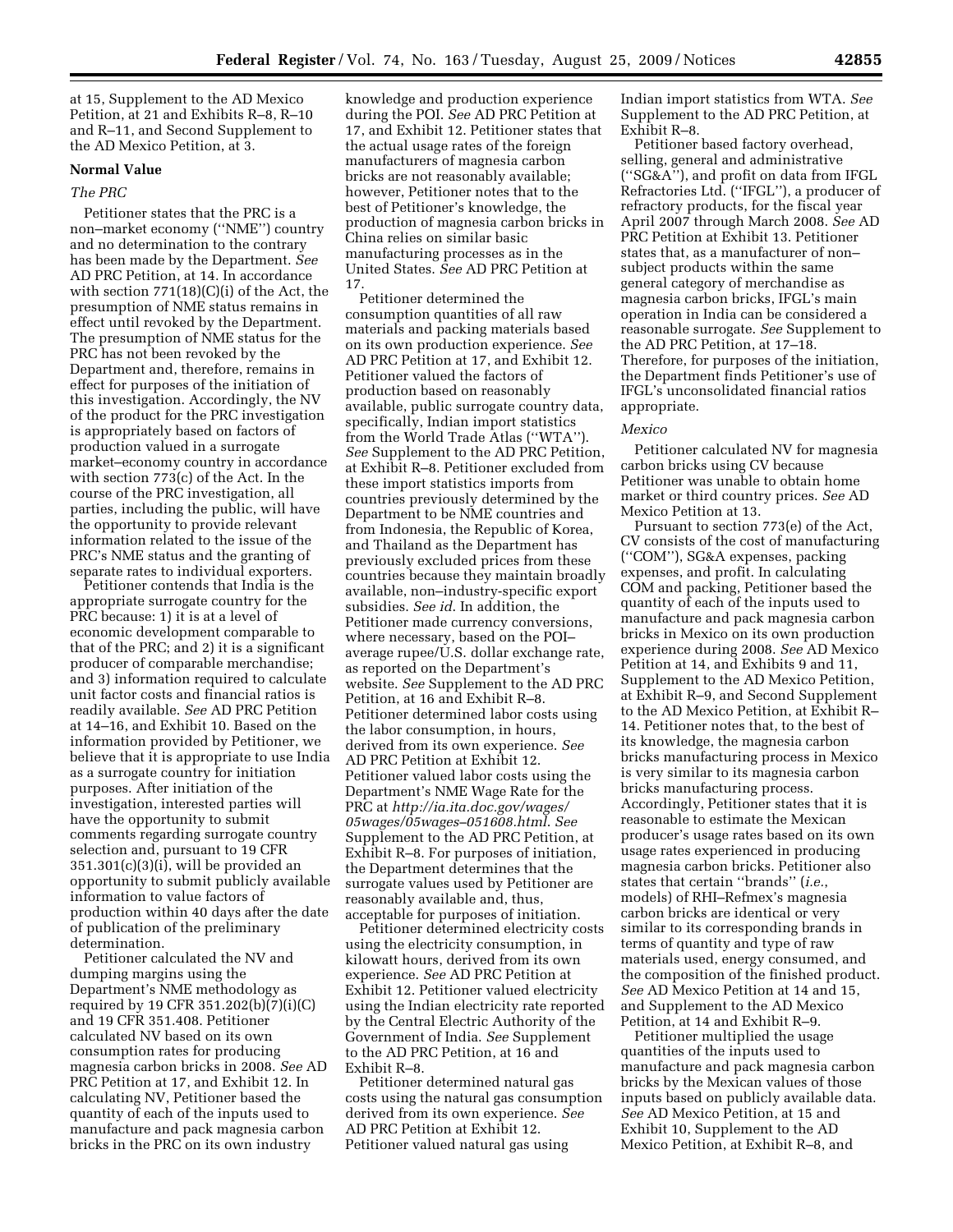at 15, Supplement to the AD Mexico Petition, at 21 and Exhibits R–8, R–10 and R–11, and Second Supplement to the AD Mexico Petition, at 3.

**Normal Value**

*The PRC*

Petitioner states that the PRC is a non–market economy (''NME'') country and no determination to the contrary has been made by the Department. *See* AD PRC Petition, at 14. In accordance with section 771(18)(C)(i) of the Act, the presumption of NME status remains in effect until revoked by the Department. The presumption of NME status for the PRC has not been revoked by the Department and, therefore, remains in effect for purposes of the initiation of this investigation. Accordingly, the NV of the product for the PRC investigation is appropriately based on factors of production valued in a surrogate market–economy country in accordance with section 773(c) of the Act. In the course of the PRC investigation, all parties, including the public, will have the opportunity to provide relevant information related to the issue of the PRC's NME status and the granting of separate rates to individual exporters.

Petitioner contends that India is the appropriate surrogate country for the PRC because: 1) it is at a level of economic development comparable to that of the PRC; and 2) it is a significant producer of comparable merchandise; and 3) information required to calculate unit factor costs and financial ratios is readily available. *See* AD PRC Petition at 14–16, and Exhibit 10. Based on the information provided by Petitioner, we believe that it is appropriate to use India as a surrogate country for initiation purposes. After initiation of the investigation, interested parties will have the opportunity to submit comments regarding surrogate country selection and, pursuant to 19 CFR 351.301(c)(3)(i), will be provided an opportunity to submit publicly available information to value factors of production within 40 days after the date of publication of the preliminary determination.

Petitioner calculated the NV and dumping margins using the Department's NME methodology as required by 19 CFR 351.202(b)(7)(i)(C) and 19 CFR 351.408. Petitioner calculated NV based on its own consumption rates for producing magnesia carbon bricks in 2008. *See* AD PRC Petition at 17, and Exhibit 12. In calculating NV, Petitioner based the quantity of each of the inputs used to manufacture and pack magnesia carbon bricks in the PRC on its own industry knowledge and production experience during the POI. *See* AD PRC Petition at 17, and Exhibit 12. Petitioner states that the actual usage rates of the foreign manufacturers of magnesia carbon bricks are not reasonably available; however, Petitioner notes that to the best of Petitioner's knowledge, the production of magnesia carbon bricks in China relies on similar basic manufacturing processes as in the United States. *See* AD PRC Petition at 17.

Petitioner determined the consumption quantities of all raw materials and packing materials based on its own production experience. *See* AD PRC Petition at 17, and Exhibit 12. Petitioner valued the factors of production based on reasonably available, public surrogate country data, specifically, Indian import statistics from the World Trade Atlas (''WTA''). *See* Supplement to the AD PRC Petition, at Exhibit R–8. Petitioner excluded from these import statistics imports from countries previously determined by the Department to be NME countries and from Indonesia, the Republic of Korea, and Thailand as the Department has previously excluded prices from these countries because they maintain broadly available, non–industry-specific export subsidies. *See id.* In addition, the Petitioner made currency conversions, where necessary, based on the POI–average rupee/U.S. dollar exchange rate, as reported on the Department's website. *See* Supplement to the AD PRC Petition, at 16 and Exhibit R–8. Petitioner determined labor costs using the labor consumption, in hours, derived from its own experience. *See* AD PRC Petition at Exhibit 12. Petitioner valued labor costs using the Department's NME Wage Rate for the PRC at *http://ia.ita.doc.gov/wages/05wages/05wages–051608.html*. *See* Supplement to the AD PRC Petition, at Exhibit R–8. For purposes of initiation, the Department determines that the surrogate values used by Petitioner are reasonably available and, thus, acceptable for purposes of initiation.

Petitioner determined electricity costs using the electricity consumption, in kilowatt hours, derived from its own experience. *See* AD PRC Petition at Exhibit 12. Petitioner valued electricity using the Indian electricity rate reported by the Central Electric Authority of the Government of India. *See* Supplement to the AD PRC Petition, at 16 and Exhibit R–8.

Petitioner determined natural gas costs using the natural gas consumption derived from its own experience. *See* AD PRC Petition at Exhibit 12. Petitioner valued natural gas using Indian import statistics from WTA. *See* Supplement to the AD PRC Petition, at Exhibit R–8.

Petitioner based factory overhead, selling, general and administrative (''SG&A''), and profit on data from IFGL Refractories Ltd. (''IFGL''), a producer of refractory products, for the fiscal year April 2007 through March 2008. *See* AD PRC Petition at Exhibit 13. Petitioner states that, as a manufacturer of non–subject products within the same general category of merchandise as magnesia carbon bricks, IFGL's main operation in India can be considered a reasonable surrogate. *See* Supplement to the AD PRC Petition, at 17–18. Therefore, for purposes of the initiation, the Department finds Petitioner's use of IFGL's unconsolidated financial ratios appropriate.

*Mexico*

Petitioner calculated NV for magnesia carbon bricks using CV because Petitioner was unable to obtain home market or third country prices. *See* AD Mexico Petition at 13.

Pursuant to section 773(e) of the Act, CV consists of the cost of manufacturing (''COM''), SG&A expenses, packing expenses, and profit. In calculating COM and packing, Petitioner based the quantity of each of the inputs used to manufacture and pack magnesia carbon bricks in Mexico on its own production experience during 2008. *See* AD Mexico Petition at 14, and Exhibits 9 and 11, Supplement to the AD Mexico Petition, at Exhibit R–9, and Second Supplement to the AD Mexico Petition, at Exhibit R–14. Petitioner notes that, to the best of its knowledge, the magnesia carbon bricks manufacturing process in Mexico is very similar to its magnesia carbon bricks manufacturing process. Accordingly, Petitioner states that it is reasonable to estimate the Mexican producer's usage rates based on its own usage rates experienced in producing magnesia carbon bricks. Petitioner also states that certain ''brands'' (*i.e.*, models) of RHI–Refmex's magnesia carbon bricks are identical or very similar to its corresponding brands in terms of quantity and type of raw materials used, energy consumed, and the composition of the finished product. *See* AD Mexico Petition at 14 and 15, and Supplement to the AD Mexico Petition, at 14 and Exhibit R–9.

Petitioner multiplied the usage quantities of the inputs used to manufacture and pack magnesia carbon bricks by the Mexican values of those inputs based on publicly available data. *See* AD Mexico Petition, at 15 and Exhibit 10, Supplement to the AD Mexico Petition, at Exhibit R–8, and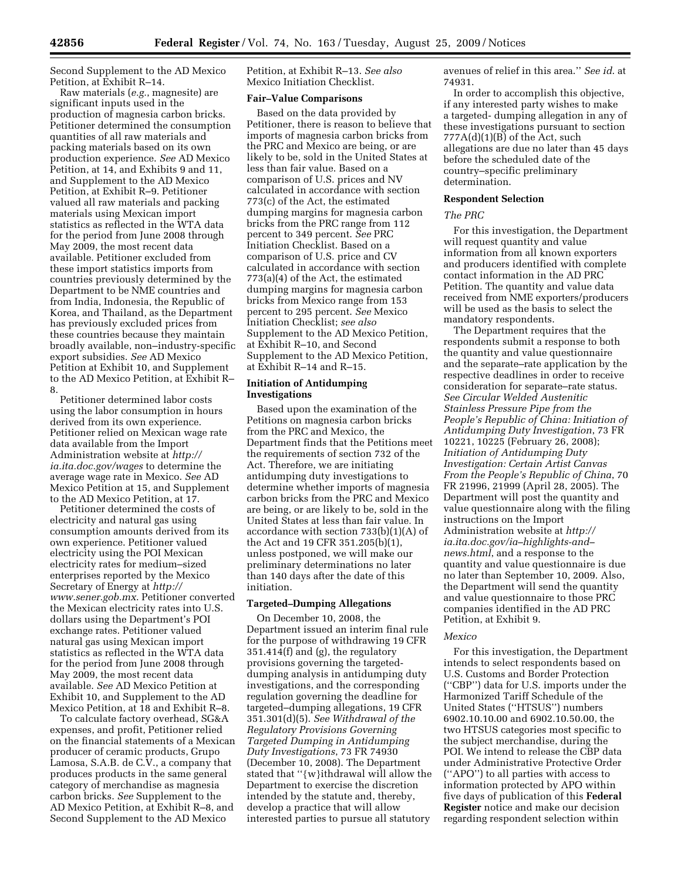Second Supplement to the AD Mexico Petition, at Exhibit R–14.

Raw materials (*e.g.*, magnesite) are significant inputs used in the production of magnesia carbon bricks. Petitioner determined the consumption quantities of all raw materials and packing materials based on its own production experience. *See* AD Mexico Petition, at 14, and Exhibits 9 and 11, and Supplement to the AD Mexico Petition, at Exhibit R–9. Petitioner valued all raw materials and packing materials using Mexican import statistics as reflected in the WTA data for the period from June 2008 through May 2009, the most recent data available. Petitioner excluded from these import statistics imports from countries previously determined by the Department to be NME countries and from India, Indonesia, the Republic of Korea, and Thailand, as the Department has previously excluded prices from these countries because they maintain broadly available, non–industry-specific export subsidies. *See* AD Mexico Petition at Exhibit 10, and Supplement to the AD Mexico Petition, at Exhibit R–8.

Petitioner determined labor costs using the labor consumption in hours derived from its own experience. Petitioner relied on Mexican wage rate data available from the Import Administration website at *http://ia.ita.doc.gov/wages* to determine the average wage rate in Mexico. *See* AD Mexico Petition at 15, and Supplement to the AD Mexico Petition, at 17.

Petitioner determined the costs of electricity and natural gas using consumption amounts derived from its own experience. Petitioner valued electricity using the POI Mexican electricity rates for medium–sized enterprises reported by the Mexico Secretary of Energy at *http://www.sener.gob.mx*. Petitioner converted the Mexican electricity rates into U.S. dollars using the Department's POI exchange rates. Petitioner valued natural gas using Mexican import statistics as reflected in the WTA data for the period from June 2008 through May 2009, the most recent data available. *See* AD Mexico Petition at Exhibit 10, and Supplement to the AD Mexico Petition, at 18 and Exhibit R–8.

To calculate factory overhead, SG&A expenses, and profit, Petitioner relied on the financial statements of a Mexican producer of ceramic products, Grupo Lamosa, S.A.B. de C.V., a company that produces products in the same general category of merchandise as magnesia carbon bricks. *See* Supplement to the AD Mexico Petition, at Exhibit R–8, and Second Supplement to the AD Mexico Petition, at Exhibit R–13. *See also* Mexico Initiation Checklist.

**Fair–Value Comparisons**

Based on the data provided by Petitioner, there is reason to believe that imports of magnesia carbon bricks from the PRC and Mexico are being, or are likely to be, sold in the United States at less than fair value. Based on a comparison of U.S. prices and NV calculated in accordance with section 773(c) of the Act, the estimated dumping margins for magnesia carbon bricks from the PRC range from 112 percent to 349 percent. *See* PRC Initiation Checklist. Based on a comparison of U.S. price and CV calculated in accordance with section 773(a)(4) of the Act, the estimated dumping margins for magnesia carbon bricks from Mexico range from 153 percent to 295 percent. *See* Mexico Initiation Checklist; *see also* Supplement to the AD Mexico Petition, at Exhibit R–10, and Second Supplement to the AD Mexico Petition, at Exhibit R–14 and R–15.

**Initiation of Antidumping Investigations**

Based upon the examination of the Petitions on magnesia carbon bricks from the PRC and Mexico, the Department finds that the Petitions meet the requirements of section 732 of the Act. Therefore, we are initiating antidumping duty investigations to determine whether imports of magnesia carbon bricks from the PRC and Mexico are being, or are likely to be, sold in the United States at less than fair value. In accordance with section 733(b)(1)(A) of the Act and 19 CFR 351.205(b)(1), unless postponed, we will make our preliminary determinations no later than 140 days after the date of this initiation.

**Targeted–Dumping Allegations**

On December 10, 2008, the Department issued an interim final rule for the purpose of withdrawing 19 CFR 351.414(f) and (g), the regulatory provisions governing the targeted-dumping analysis in antidumping duty investigations, and the corresponding regulation governing the deadline for targeted–dumping allegations, 19 CFR 351.301(d)(5). *See Withdrawal of the Regulatory Provisions Governing Targeted Dumping in Antidumping Duty Investigations*, 73 FR 74930 (December 10, 2008). The Department stated that "{w}ithdrawal will allow the Department to exercise the discretion intended by the statute and, thereby, develop a practice that will allow interested parties to pursue all statutory avenues of relief in this area." *See id.* at 74931.

In order to accomplish this objective, if any interested party wishes to make a targeted- dumping allegation in any of these investigations pursuant to section 777A(d)(1)(B) of the Act, such allegations are due no later than 45 days before the scheduled date of the country–specific preliminary determination.

**Respondent Selection**

*The PRC*

For this investigation, the Department will request quantity and value information from all known exporters and producers identified with complete contact information in the AD PRC Petition. The quantity and value data received from NME exporters/producers will be used as the basis to select the mandatory respondents.

The Department requires that the respondents submit a response to both the quantity and value questionnaire and the separate–rate application by the respective deadlines in order to receive consideration for separate–rate status. *See Circular Welded Austenitic Stainless Pressure Pipe from the People's Republic of China: Initiation of Antidumping Duty Investigation*, 73 FR 10221, 10225 (February 26, 2008); *Initiation of Antidumping Duty Investigation: Certain Artist Canvas From the People's Republic of China*, 70 FR 21996, 21999 (April 28, 2005). The Department will post the quantity and value questionnaire along with the filing instructions on the Import Administration website at *http://ia.ita.doc.gov/ia–highlights-and–news.html*, and a response to the quantity and value questionnaire is due no later than September 10, 2009. Also, the Department will send the quantity and value questionnaire to those PRC companies identified in the AD PRC Petition, at Exhibit 9.

*Mexico*

For this investigation, the Department intends to select respondents based on U.S. Customs and Border Protection ("CBP") data for U.S. imports under the Harmonized Tariff Schedule of the United States ("HTSUS") numbers 6902.10.10.00 and 6902.10.50.00, the two HTSUS categories most specific to the subject merchandise, during the POI. We intend to release the CBP data under Administrative Protective Order ("APO") to all parties with access to information protected by APO within five days of publication of this **Federal Register** notice and make our decision regarding respondent selection within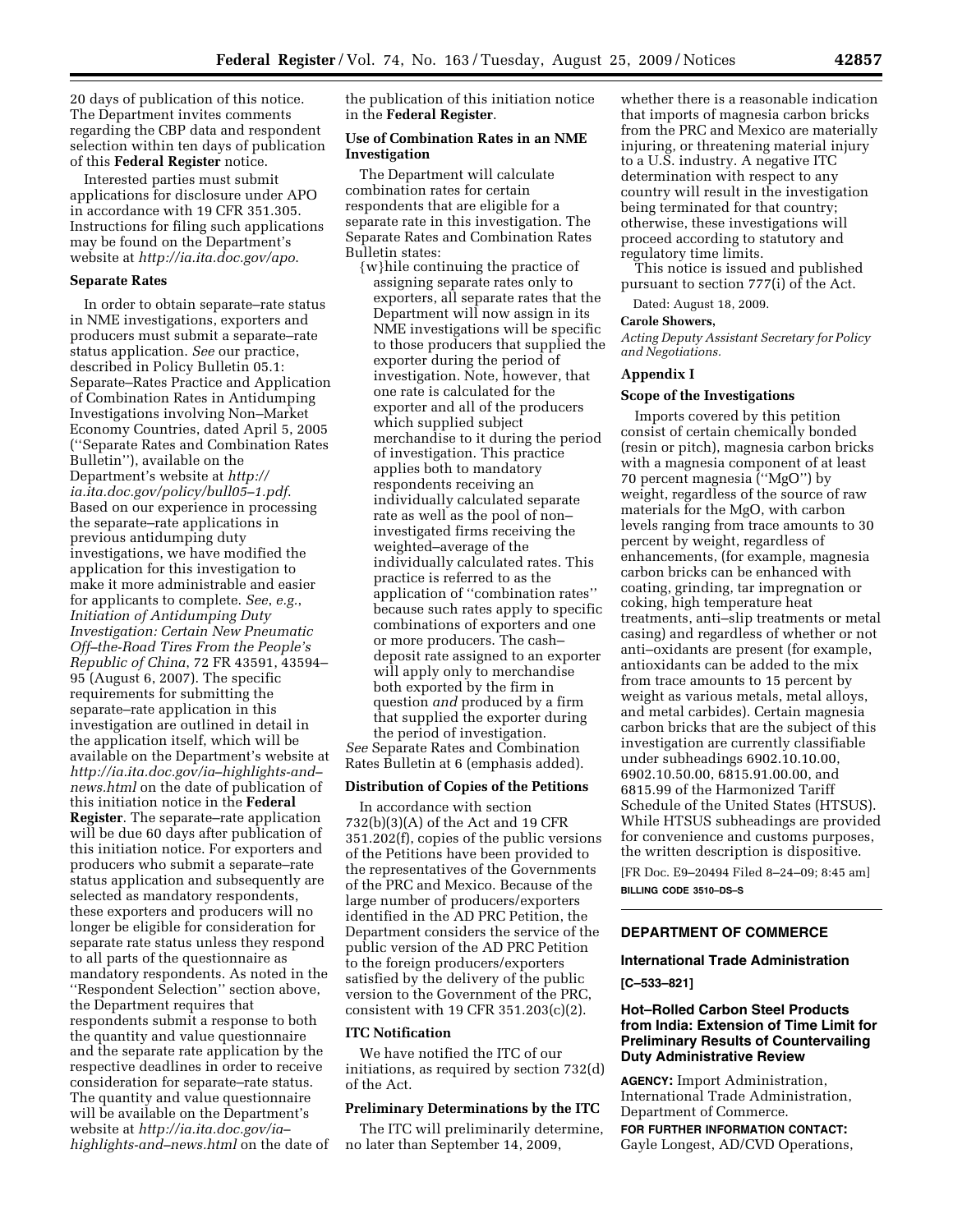20 days of publication of this notice. The Department invites comments regarding the CBP data and respondent selection within ten days of publication of this **Federal Register** notice.

Interested parties must submit applications for disclosure under APO in accordance with 19 CFR 351.305. Instructions for filing such applications may be found on the Department's website at *http://ia.ita.doc.gov/apo*.

### Separate Rates

In order to obtain separate–rate status in NME investigations, exporters and producers must submit a separate–rate status application. *See* our practice, described in Policy Bulletin 05.1: Separate–Rates Practice and Application of Combination Rates in Antidumping Investigations involving Non–Market Economy Countries, dated April 5, 2005 (''Separate Rates and Combination Rates Bulletin''), available on the Department's website at *http://ia.ita.doc.gov/policy/bull05–1.pdf*. Based on our experience in processing the separate–rate applications in previous antidumping duty investigations, we have modified the application for this investigation to make it more administrable and easier for applicants to complete. *See, e.g., Initiation of Antidumping Duty Investigation: Certain New Pneumatic Off–the-Road Tires From the People's Republic of China*, 72 FR 43591, 43594–95 (August 6, 2007). The specific requirements for submitting the separate–rate application in this investigation are outlined in detail in the application itself, which will be available on the Department's website at *http://ia.ita.doc.gov/ia–highlights-and–news.html* on the date of publication of this initiation notice in the **Federal Register**. The separate–rate application will be due 60 days after publication of this initiation notice. For exporters and producers who submit a separate–rate status application and subsequently are selected as mandatory respondents, these exporters and producers will no longer be eligible for consideration for separate rate status unless they respond to all parts of the questionnaire as mandatory respondents. As noted in the ''Respondent Selection'' section above, the Department requires that respondents submit a response to both the quantity and value questionnaire and the separate rate application by the respective deadlines in order to receive consideration for separate–rate status. The quantity and value questionnaire will be available on the Department's website at *http://ia.ita.doc.gov/ia–highlights-and–news.html* on the date of the publication of this initiation notice in the **Federal Register**.

### Use of Combination Rates in an NME Investigation

The Department will calculate combination rates for certain respondents that are eligible for a separate rate in this investigation. The Separate Rates and Combination Rates Bulletin states:

> {w}hile continuing the practice of assigning separate rates only to exporters, all separate rates that the Department will now assign in its NME investigations will be specific to those producers that supplied the exporter during the period of investigation. Note, however, that one rate is calculated for the exporter and all of the producers which supplied subject merchandise to it during the period of investigation. This practice applies both to mandatory respondents receiving an individually calculated separate rate as well as the pool of non–investigated firms receiving the weighted–average of the individually calculated rates. This practice is referred to as the application of ''combination rates'' because such rates apply to specific combinations of exporters and one or more producers. The cash–deposit rate assigned to an exporter will apply only to merchandise both exported by the firm in question *and* produced by a firm that supplied the exporter during the period of investigation.

*See* Separate Rates and Combination Rates Bulletin at 6 (emphasis added).

### Distribution of Copies of the Petitions

In accordance with section 732(b)(3)(A) of the Act and 19 CFR 351.202(f), copies of the public versions of the Petitions have been provided to the representatives of the Governments of the PRC and Mexico. Because of the large number of producers/exporters identified in the AD PRC Petition, the Department considers the service of the public version of the AD PRC Petition to the foreign producers/exporters satisfied by the delivery of the public version to the Government of the PRC, consistent with 19 CFR 351.203(c)(2).

### ITC Notification

We have notified the ITC of our initiations, as required by section 732(d) of the Act.

### Preliminary Determinations by the ITC

The ITC will preliminarily determine, no later than September 14, 2009, whether there is a reasonable indication that imports of magnesia carbon bricks from the PRC and Mexico are materially injuring, or threatening material injury to a U.S. industry. A negative ITC determination with respect to any country will result in the investigation being terminated for that country; otherwise, these investigations will proceed according to statutory and regulatory time limits.

This notice is issued and published pursuant to section 777(i) of the Act.

Dated: August 18, 2009.

**Carole Showers,**

*Acting Deputy Assistant Secretary for Policy and Negotiations.*

### Appendix I

### Scope of the Investigations

Imports covered by this petition consist of certain chemically bonded (resin or pitch), magnesia carbon bricks with a magnesia component of at least 70 percent magnesia (''MgO'') by weight, regardless of the source of raw materials for the MgO, with carbon levels ranging from trace amounts to 30 percent by weight, regardless of enhancements, (for example, magnesia carbon bricks can be enhanced with coating, grinding, tar impregnation or coking, high temperature heat treatments, anti–slip treatments or metal casing) and regardless of whether or not anti–oxidants are present (for example, antioxidants can be added to the mix from trace amounts to 15 percent by weight as various metals, metal alloys, and metal carbides). Certain magnesia carbon bricks that are the subject of this investigation are currently classifiable under subheadings 6902.10.10.00, 6902.10.50.00, 6815.91.00.00, and 6815.99 of the Harmonized Tariff Schedule of the United States (HTSUS). While HTSUS subheadings are provided for convenience and customs purposes, the written description is dispositive.

[FR Doc. E9–20494 Filed 8–24–09; 8:45 am]

**BILLING CODE 3510–DS–S**

## DEPARTMENT OF COMMERCE

### International Trade Administration

**[C–533–821]**

### Hot–Rolled Carbon Steel Products from India: Extension of Time Limit for Preliminary Results of Countervailing Duty Administrative Review

**AGENCY:** Import Administration, International Trade Administration, Department of Commerce.

**FOR FURTHER INFORMATION CONTACT:** Gayle Longest, AD/CVD Operations,